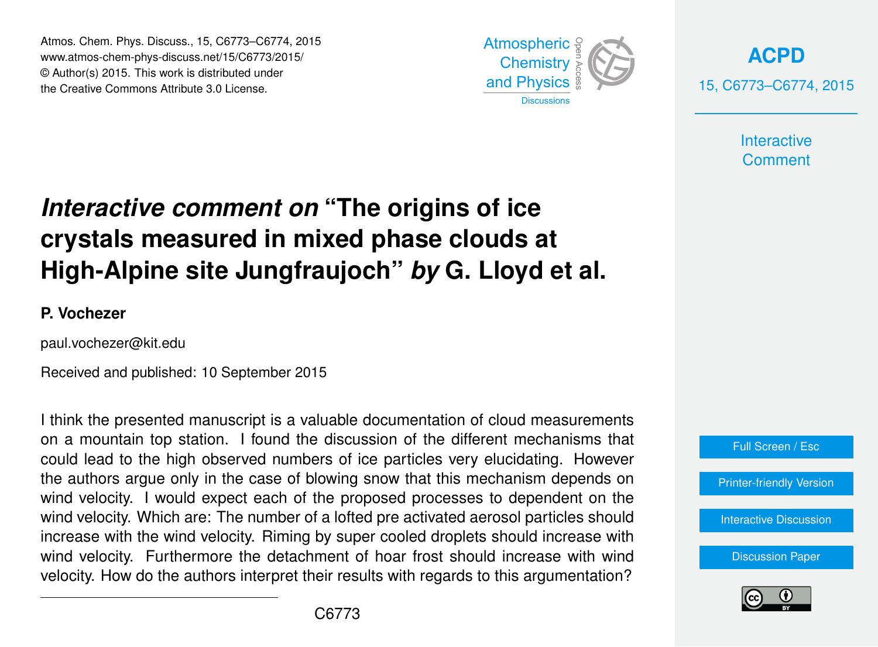# *Interactive comment on* "The origins of ice crystals measured in mixed phase clouds at High-Alpine site Jungfraujoch" *by* G. Lloyd et al.

**P. Vochezer**

paul.vochezer@kit.edu

Received and published: 10 September 2015

I think the presented manuscript is a valuable documentation of cloud measurements on a mountain top station. I found the discussion of the different mechanisms that could lead to the high observed numbers of ice particles very elucidating. However the authors argue only in the case of blowing snow that this mechanism depends on wind velocity. I would expect each of the proposed processes to dependent on the wind velocity. Which are: The number of a lofted pre activated aerosol particles should increase with the wind velocity. Riming by super cooled droplets should increase with wind velocity. Furthermore the detachment of hoar frost should increase with wind velocity. How do the authors interpret their results with regards to this argumentation?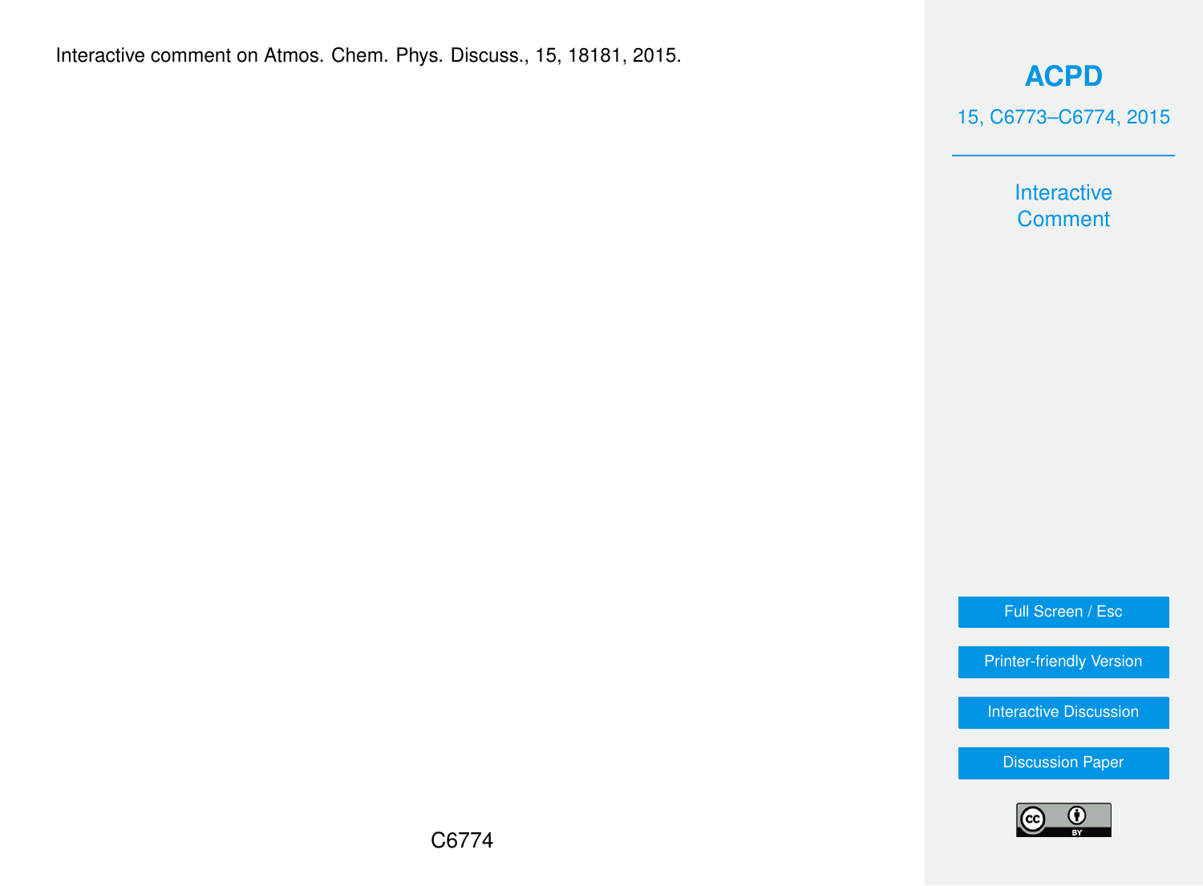Interactive comment on Atmos. Chem. Phys. Discuss., 15, 18181, 2015.